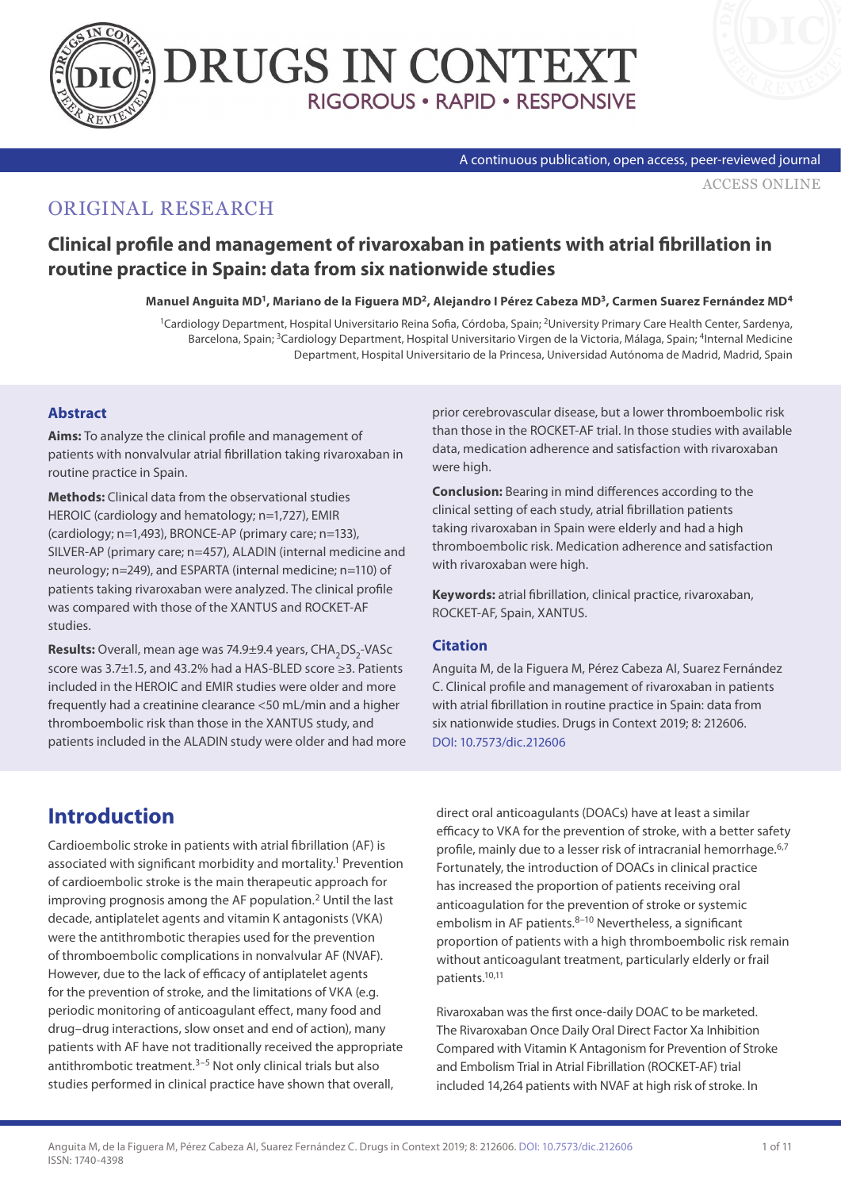ORIGINAL RESEARCH

# Clinical profile and management of rivaroxaban in patients with atrial fibrillation in routine practice in Spain: data from six nationwide studies

**Manuel Anguita MD[1], Mariano de la Figuera MD[2], Alejandro I Pérez Cabeza MD[3], Carmen Suarez Fernández MD[4]**

[1]Cardiology Department, Hospital Universitario Reina Sofia, Córdoba, Spain; [2]University Primary Care Health Center, Sardenya, Barcelona, Spain; [3]Cardiology Department, Hospital Universitario Virgen de la Victoria, Málaga, Spain; [4]Internal Medicine Department, Hospital Universitario de la Princesa, Universidad Autónoma de Madrid, Madrid, Spain

## Abstract

**Aims:** To analyze the clinical profile and management of patients with nonvalvular atrial fibrillation taking rivaroxaban in routine practice in Spain.

**Methods:** Clinical data from the observational studies HEROIC (cardiology and hematology; n=1,727), EMIR (cardiology; n=1,493), BRONCE-AP (primary care; n=133), SILVER-AP (primary care; n=457), ALADIN (internal medicine and neurology; n=249), and ESPARTA (internal medicine; n=110) of patients taking rivaroxaban were analyzed. The clinical profile was compared with those of the XANTUS and ROCKET-AF studies.

**Results:** Overall, mean age was 74.9±9.4 years, $CHA_2DS_2$-VASc score was 3.7±1.5, and 43.2% had a HAS-BLED score ≥3. Patients included in the HEROIC and EMIR studies were older and more frequently had a creatinine clearance <50 mL/min and a higher thromboembolic risk than those in the XANTUS study, and patients included in the ALADIN study were older and had more prior cerebrovascular disease, but a lower thromboembolic risk than those in the ROCKET-AF trial. In those studies with available data, medication adherence and satisfaction with rivaroxaban were high.

**Conclusion:** Bearing in mind differences according to the clinical setting of each study, atrial fibrillation patients taking rivaroxaban in Spain were elderly and had a high thromboembolic risk. Medication adherence and satisfaction with rivaroxaban were high.

**Keywords:** atrial fibrillation, clinical practice, rivaroxaban, ROCKET-AF, Spain, XANTUS.

### Citation

Anguita M, de la Figuera M, Pérez Cabeza AI, Suarez Fernández C. Clinical profile and management of rivaroxaban in patients with atrial fibrillation in routine practice in Spain: data from six nationwide studies. Drugs in Context 2019; 8: 212606. DOI: 10.7573/dic.212606

## Introduction

Cardioembolic stroke in patients with atrial fibrillation (AF) is associated with significant morbidity and mortality.[1] Prevention of cardioembolic stroke is the main therapeutic approach for improving prognosis among the AF population.[2] Until the last decade, antiplatelet agents and vitamin K antagonists (VKA) were the antithrombotic therapies used for the prevention of thromboembolic complications in nonvalvular AF (NVAF). However, due to the lack of efficacy of antiplatelet agents for the prevention of stroke, and the limitations of VKA (e.g. periodic monitoring of anticoagulant effect, many food and drug–drug interactions, slow onset and end of action), many patients with AF have not traditionally received the appropriate antithrombotic treatment.[3–5] Not only clinical trials but also studies performed in clinical practice have shown that overall, direct oral anticoagulants (DOACs) have at least a similar efficacy to VKA for the prevention of stroke, with a better safety profile, mainly due to a lesser risk of intracranial hemorrhage.[6,7] Fortunately, the introduction of DOACs in clinical practice has increased the proportion of patients receiving oral anticoagulation for the prevention of stroke or systemic embolism in AF patients.[8–10] Nevertheless, a significant proportion of patients with a high thromboembolic risk remain without anticoagulant treatment, particularly elderly or frail patients.[10,11]

Rivaroxaban was the first once-daily DOAC to be marketed. The Rivaroxaban Once Daily Oral Direct Factor Xa Inhibition Compared with Vitamin K Antagonism for Prevention of Stroke and Embolism Trial in Atrial Fibrillation (ROCKET-AF) trial included 14,264 patients with NVAF at high risk of stroke. In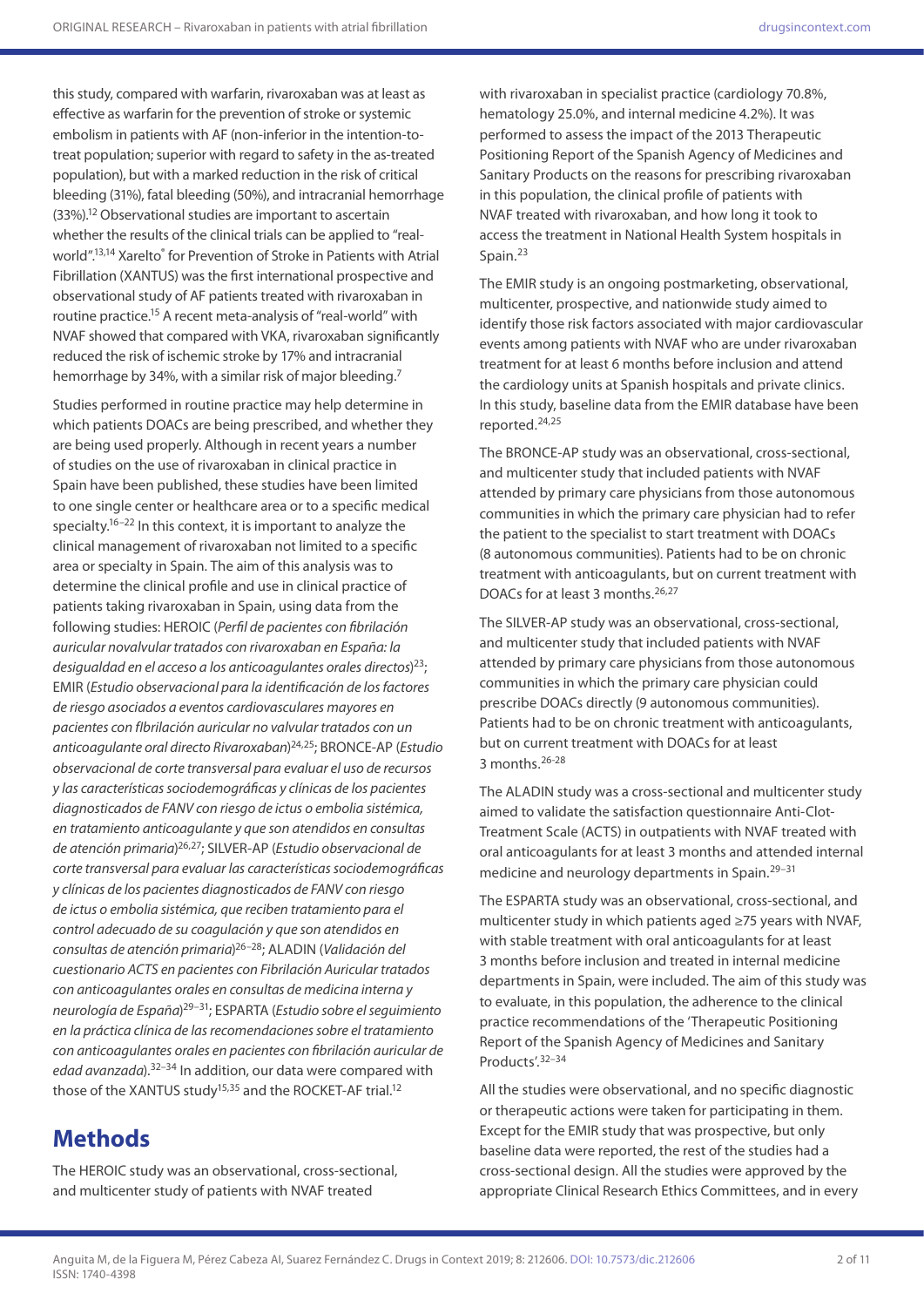this study, compared with warfarin, rivaroxaban was at least as effective as warfarin for the prevention of stroke or systemic embolism in patients with AF (non-inferior in the intention-to-treat population; superior with regard to safety in the as-treated population), but with a marked reduction in the risk of critical bleeding (31%), fatal bleeding (50%), and intracranial hemorrhage (33%).[12] Observational studies are important to ascertain whether the results of the clinical trials can be applied to "real-world".[13,14] Xarelto® for Prevention of Stroke in Patients with Atrial Fibrillation (XANTUS) was the first international prospective and observational study of AF patients treated with rivaroxaban in routine practice.[15] A recent meta-analysis of "real-world" with NVAF showed that compared with VKA, rivaroxaban significantly reduced the risk of ischemic stroke by 17% and intracranial hemorrhage by 34%, with a similar risk of major bleeding.[7]

Studies performed in routine practice may help determine in which patients DOACs are being prescribed, and whether they are being used properly. Although in recent years a number of studies on the use of rivaroxaban in clinical practice in Spain have been published, these studies have been limited to one single center or healthcare area or to a specific medical specialty.[16–22] In this context, it is important to analyze the clinical management of rivaroxaban not limited to a specific area or specialty in Spain. The aim of this analysis was to determine the clinical profile and use in clinical practice of patients taking rivaroxaban in Spain, using data from the following studies: HEROIC (*Perfil de pacientes con fibrilación auricular novalvular tratados con rivaroxaban en España: la desigualdad en el acceso a los anticoagulantes orales directos*)[23]; EMIR (*Estudio observacional para la identificación de los factores de riesgo asociados a eventos cardiovasculares mayores en pacientes con fibrilación auricular no valvular tratados con un anticoagulante oral directo Rivaroxaban*)[24,25]; BRONCE-AP (*Estudio observacional de corte transversal para evaluar el uso de recursos y las características sociodemográficas y clínicas de los pacientes diagnosticados de FANV con riesgo de ictus o embolia sistémica, en tratamiento anticoagulante y que son atendidos en consultas de atención primaria*)[26,27]; SILVER-AP (*Estudio observacional de corte transversal para evaluar las características sociodemográficas y clínicas de los pacientes diagnosticados de FANV con riesgo de ictus o embolia sistémica, que reciben tratamiento para el control adecuado de su coagulación y que son atendidos en consultas de atención primaria*)[26–28]; ALADIN (*Validación del cuestionario ACTS en pacientes con Fibrilación Auricular tratados con anticoagulantes orales en consultas de medicina interna y neurología de España*)[29–31]; ESPARTA (*Estudio sobre el seguimiento en la práctica clínica de las recomendaciones sobre el tratamiento con anticoagulantes orales en pacientes con fibrilación auricular de edad avanzada*).[32–34] In addition, our data were compared with those of the XANTUS study[15,35] and the ROCKET-AF trial.[12]

# Methods

The HEROIC study was an observational, cross-sectional, and multicenter study of patients with NVAF treated with rivaroxaban in specialist practice (cardiology 70.8%, hematology 25.0%, and internal medicine 4.2%). It was performed to assess the impact of the 2013 Therapeutic Positioning Report of the Spanish Agency of Medicines and Sanitary Products on the reasons for prescribing rivaroxaban in this population, the clinical profile of patients with NVAF treated with rivaroxaban, and how long it took to access the treatment in National Health System hospitals in Spain.[23]

The EMIR study is an ongoing postmarketing, observational, multicenter, prospective, and nationwide study aimed to identify those risk factors associated with major cardiovascular events among patients with NVAF who are under rivaroxaban treatment for at least 6 months before inclusion and attend the cardiology units at Spanish hospitals and private clinics. In this study, baseline data from the EMIR database have been reported.[24,25]

The BRONCE-AP study was an observational, cross-sectional, and multicenter study that included patients with NVAF attended by primary care physicians from those autonomous communities in which the primary care physician had to refer the patient to the specialist to start treatment with DOACs (8 autonomous communities). Patients had to be on chronic treatment with anticoagulants, but on current treatment with DOACs for at least 3 months.[26,27]

The SILVER-AP study was an observational, cross-sectional, and multicenter study that included patients with NVAF attended by primary care physicians from those autonomous communities in which the primary care physician could prescribe DOACs directly (9 autonomous communities). Patients had to be on chronic treatment with anticoagulants, but on current treatment with DOACs for at least 3 months.[26-28]

The ALADIN study was a cross-sectional and multicenter study aimed to validate the satisfaction questionnaire Anti-Clot-Treatment Scale (ACTS) in outpatients with NVAF treated with oral anticoagulants for at least 3 months and attended internal medicine and neurology departments in Spain.[29–31]

The ESPARTA study was an observational, cross-sectional, and multicenter study in which patients aged ≥75 years with NVAF, with stable treatment with oral anticoagulants for at least 3 months before inclusion and treated in internal medicine departments in Spain, were included. The aim of this study was to evaluate, in this population, the adherence to the clinical practice recommendations of the 'Therapeutic Positioning Report of the Spanish Agency of Medicines and Sanitary Products'.[32–34]

All the studies were observational, and no specific diagnostic or therapeutic actions were taken for participating in them. Except for the EMIR study that was prospective, but only baseline data were reported, the rest of the studies had a cross-sectional design. All the studies were approved by the appropriate Clinical Research Ethics Committees, and in every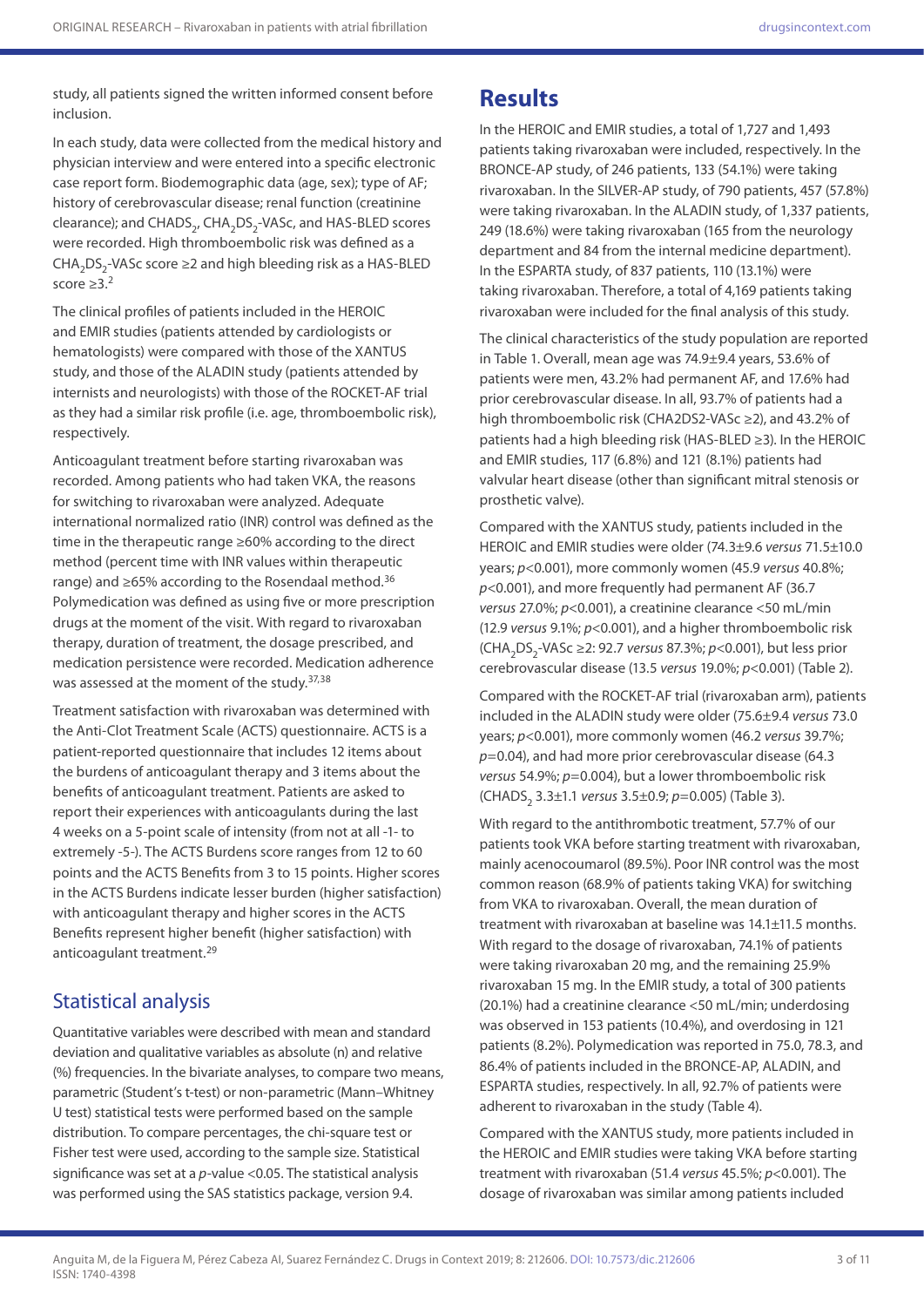study, all patients signed the written informed consent before inclusion.

In each study, data were collected from the medical history and physician interview and were entered into a specific electronic case report form. Biodemographic data (age, sex); type of AF; history of cerebrovascular disease; renal function (creatinine clearance); and $CHADS_2$, $CHA_2DS_2$-VASc, and HAS-BLED scores were recorded. High thromboembolic risk was defined as a $CHA_2DS_2$-VASc score ≥2 and high bleeding risk as a HAS-BLED score ≥3.[2]

The clinical profiles of patients included in the HEROIC and EMIR studies (patients attended by cardiologists or hematologists) were compared with those of the XANTUS study, and those of the ALADIN study (patients attended by internists and neurologists) with those of the ROCKET-AF trial as they had a similar risk profile (i.e. age, thromboembolic risk), respectively.

Anticoagulant treatment before starting rivaroxaban was recorded. Among patients who had taken VKA, the reasons for switching to rivaroxaban were analyzed. Adequate international normalized ratio (INR) control was defined as the time in the therapeutic range ≥60% according to the direct method (percent time with INR values within therapeutic range) and ≥65% according to the Rosendaal method.[36] Polymedication was defined as using five or more prescription drugs at the moment of the visit. With regard to rivaroxaban therapy, duration of treatment, the dosage prescribed, and medication persistence were recorded. Medication adherence was assessed at the moment of the study.[37,38]

Treatment satisfaction with rivaroxaban was determined with the Anti-Clot Treatment Scale (ACTS) questionnaire. ACTS is a patient-reported questionnaire that includes 12 items about the burdens of anticoagulant therapy and 3 items about the benefits of anticoagulant treatment. Patients are asked to report their experiences with anticoagulants during the last 4 weeks on a 5-point scale of intensity (from not at all -1- to extremely -5-). The ACTS Burdens score ranges from 12 to 60 points and the ACTS Benefits from 3 to 15 points. Higher scores in the ACTS Burdens indicate lesser burden (higher satisfaction) with anticoagulant therapy and higher scores in the ACTS Benefits represent higher benefit (higher satisfaction) with anticoagulant treatment.[29]

## Statistical analysis

Quantitative variables were described with mean and standard deviation and qualitative variables as absolute (n) and relative (%) frequencies. In the bivariate analyses, to compare two means, parametric (Student's t-test) or non-parametric (Mann–Whitney U test) statistical tests were performed based on the sample distribution. To compare percentages, the chi-square test or Fisher test were used, according to the sample size. Statistical significance was set at a $p$-value <0.05. The statistical analysis was performed using the SAS statistics package, version 9.4.

# Results

In the HEROIC and EMIR studies, a total of 1,727 and 1,493 patients taking rivaroxaban were included, respectively. In the BRONCE-AP study, of 246 patients, 133 (54.1%) were taking rivaroxaban. In the SILVER-AP study, of 790 patients, 457 (57.8%) were taking rivaroxaban. In the ALADIN study, of 1,337 patients, 249 (18.6%) were taking rivaroxaban (165 from the neurology department and 84 from the internal medicine department). In the ESPARTA study, of 837 patients, 110 (13.1%) were taking rivaroxaban. Therefore, a total of 4,169 patients taking rivaroxaban were included for the final analysis of this study.

The clinical characteristics of the study population are reported in Table 1. Overall, mean age was 74.9±9.4 years, 53.6% of patients were men, 43.2% had permanent AF, and 17.6% had prior cerebrovascular disease. In all, 93.7% of patients had a high thromboembolic risk (CHA2DS2-VASc ≥2), and 43.2% of patients had a high bleeding risk (HAS-BLED ≥3). In the HEROIC and EMIR studies, 117 (6.8%) and 121 (8.1%) patients had valvular heart disease (other than significant mitral stenosis or prosthetic valve).

Compared with the XANTUS study, patients included in the HEROIC and EMIR studies were older (74.3±9.6 *versus* 71.5±10.0 years; $p$<0.001), more commonly women (45.9 *versus* 40.8%; $p$<0.001), and more frequently had permanent AF (36.7 *versus* 27.0%; $p$<0.001), a creatinine clearance <50 mL/min (12.9 *versus* 9.1%; $p$<0.001), and a higher thromboembolic risk ($CHA_2DS_2$-VASc ≥2: 92.7 *versus* 87.3%; $p$<0.001), but less prior cerebrovascular disease (13.5 *versus* 19.0%; $p$<0.001) (Table 2).

Compared with the ROCKET-AF trial (rivaroxaban arm), patients included in the ALADIN study were older (75.6±9.4 *versus* 73.0 years; $p$<0.001), more commonly women (46.2 *versus* 39.7%; $p$=0.04), and had more prior cerebrovascular disease (64.3 *versus* 54.9%; $p$=0.004), but a lower thromboembolic risk ($CHADS_2$ 3.3±1.1 *versus* 3.5±0.9; $p$=0.005) (Table 3).

With regard to the antithrombotic treatment, 57.7% of our patients took VKA before starting treatment with rivaroxaban, mainly acenocoumarol (89.5%). Poor INR control was the most common reason (68.9% of patients taking VKA) for switching from VKA to rivaroxaban. Overall, the mean duration of treatment with rivaroxaban at baseline was 14.1±11.5 months. With regard to the dosage of rivaroxaban, 74.1% of patients were taking rivaroxaban 20 mg, and the remaining 25.9% rivaroxaban 15 mg. In the EMIR study, a total of 300 patients (20.1%) had a creatinine clearance <50 mL/min; underdosing was observed in 153 patients (10.4%), and overdosing in 121 patients (8.2%). Polymedication was reported in 75.0, 78.3, and 86.4% of patients included in the BRONCE-AP, ALADIN, and ESPARTA studies, respectively. In all, 92.7% of patients were adherent to rivaroxaban in the study (Table 4).

Compared with the XANTUS study, more patients included in the HEROIC and EMIR studies were taking VKA before starting treatment with rivaroxaban (51.4 *versus* 45.5%; $p$<0.001). The dosage of rivaroxaban was similar among patients included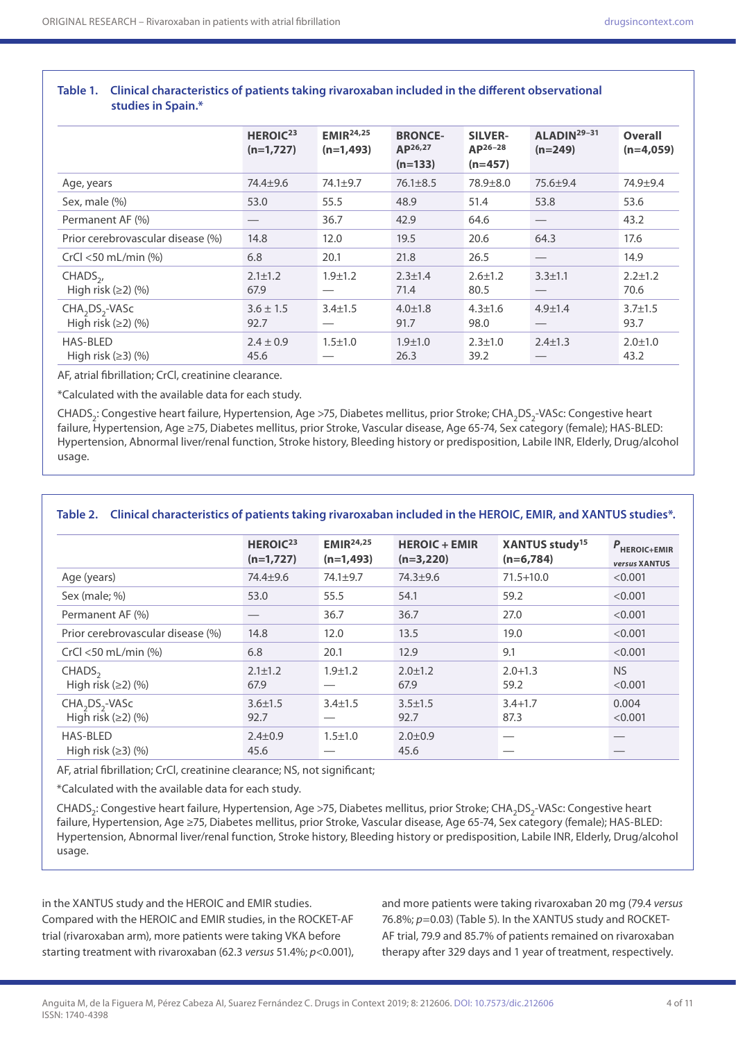**Table 1. Clinical characteristics of patients taking rivaroxaban included in the different observational studies in Spain.***

| | HEROIC[23] (n=1,727) | EMIR[24,25] (n=1,493) | BRONCE-AP[26,27] (n=133) | SILVER-AP[26–28] (n=457) | ALADIN[29–31] (n=249) | Overall (n=4,059) |
|---|---|---|---|---|---|---|
| Age, years | 74.4±9.6 | 74.1±9.7 | 76.1±8.5 | 78.9±8.0 | 75.6±9.4 | 74.9±9.4 |
| Sex, male (%) | 53.0 | 55.5 | 48.9 | 51.4 | 53.8 | 53.6 |
| Permanent AF (%) | — | 36.7 | 42.9 | 64.6 | — | 43.2 |
| Prior cerebrovascular disease (%) | 14.8 | 12.0 | 19.5 | 20.6 | 64.3 | 17.6 |
| CrCl <50 mL/min (%) | 6.8 | 20.1 | 21.8 | 26.5 | — | 14.9 |
| $CHADS_2$, High risk (≥2) (%) | 2.1±1.2<br>67.9 | 1.9±1.2<br>— | 2.3±1.4<br>71.4 | 2.6±1.2<br>80.5 | 3.3±1.1<br>— | 2.2±1.2<br>70.6 |
| $CHA_2DS_2$-VASc High risk (≥2) (%) | 3.6 ± 1.5<br>92.7 | 3.4±1.5<br>— | 4.0±1.8<br>91.7 | 4.3±1.6<br>98.0 | 4.9±1.4<br>— | 3.7±1.5<br>93.7 |
| HAS-BLED High risk (≥3) (%) | 2.4 ± 0.9<br>45.6 | 1.5±1.0<br>— | 1.9±1.0<br>26.3 | 2.3±1.0<br>39.2 | 2.4±1.3<br>— | 2.0±1.0<br>43.2 |

AF, atrial fibrillation; CrCl, creatinine clearance.

*Calculated with the available data for each study.

$CHADS_2$: Congestive heart failure, Hypertension, Age >75, Diabetes mellitus, prior Stroke; $CHA_2DS_2$-VASc: Congestive heart failure, Hypertension, Age ≥75, Diabetes mellitus, prior Stroke, Vascular disease, Age 65-74, Sex category (female); HAS-BLED: Hypertension, Abnormal liver/renal function, Stroke history, Bleeding history or predisposition, Labile INR, Elderly, Drug/alcohol usage.

**Table 2. Clinical characteristics of patients taking rivaroxaban included in the HEROIC, EMIR, and XANTUS studies*.**

| | HEROIC[23] (n=1,727) | EMIR[24,25] (n=1,493) | HEROIC + EMIR (n=3,220) | XANTUS study[15] (n=6,784) | $P_{HEROIC+EMIR}$ *versus* XANTUS |
|---|---|---|---|---|---|
| Age (years) | 74.4±9.6 | 74.1±9.7 | 74.3±9.6 | 71.5+10.0 | <0.001 |
| Sex (male; %) | 53.0 | 55.5 | 54.1 | 59.2 | <0.001 |
| Permanent AF (%) | — | 36.7 | 36.7 | 27.0 | <0.001 |
| Prior cerebrovascular disease (%) | 14.8 | 12.0 | 13.5 | 19.0 | <0.001 |
| CrCl <50 mL/min (%) | 6.8 | 20.1 | 12.9 | 9.1 | <0.001 |
| $CHADS_2$ High risk (≥2) (%) | 2.1±1.2<br>67.9 | 1.9±1.2<br>— | 2.0±1.2<br>67.9 | 2.0+1.3<br>59.2 | NS<br><0.001 |
| $CHA_2DS_2$-VASc High risk (≥2) (%) | 3.6±1.5<br>92.7 | 3.4±1.5<br>— | 3.5±1.5<br>92.7 | 3.4+1.7<br>87.3 | 0.004<br><0.001 |
| HAS-BLED High risk (≥3) (%) | 2.4±0.9<br>45.6 | 1.5±1.0<br>— | 2.0±0.9<br>45.6 | —<br>— | —<br>— |

AF, atrial fibrillation; CrCl, creatinine clearance; NS, not significant;

*Calculated with the available data for each study.

$CHADS_2$: Congestive heart failure, Hypertension, Age >75, Diabetes mellitus, prior Stroke; $CHA_2DS_2$-VASc: Congestive heart failure, Hypertension, Age ≥75, Diabetes mellitus, prior Stroke, Vascular disease, Age 65-74, Sex category (female); HAS-BLED: Hypertension, Abnormal liver/renal function, Stroke history, Bleeding history or predisposition, Labile INR, Elderly, Drug/alcohol usage.

in the XANTUS study and the HEROIC and EMIR studies. Compared with the HEROIC and EMIR studies, in the ROCKET-AF trial (rivaroxaban arm), more patients were taking VKA before starting treatment with rivaroxaban (62.3 *versus* 51.4%; $p<0.001$), and more patients were taking rivaroxaban 20 mg (79.4 *versus* 76.8%; $p=0.03$) (Table 5). In the XANTUS study and ROCKET-AF trial, 79.9 and 85.7% of patients remained on rivaroxaban therapy after 329 days and 1 year of treatment, respectively.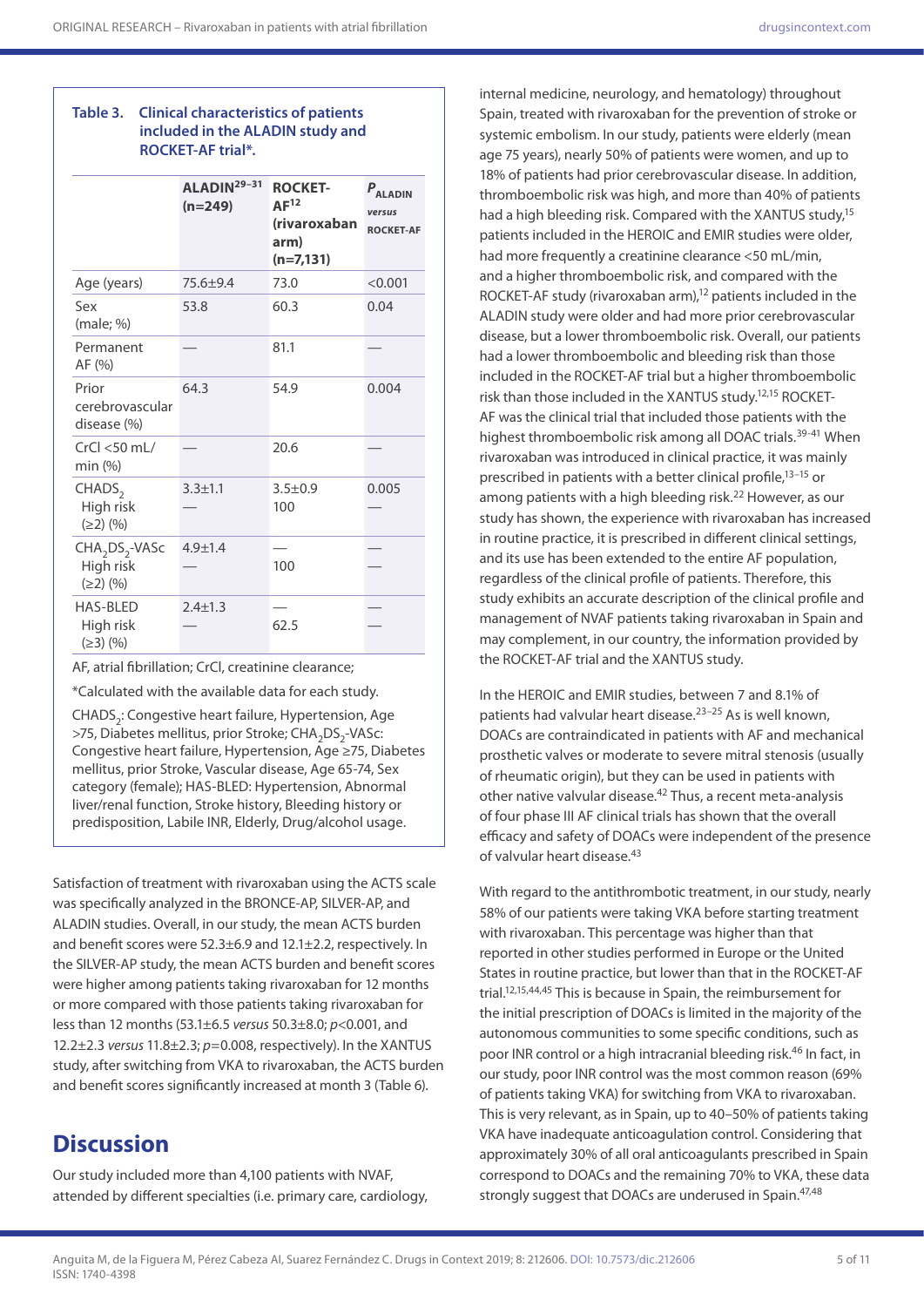**Table 3. Clinical characteristics of patients included in the ALADIN study and ROCKET-AF trial*.**

| | ALADIN[29–31] (n=249) | ROCKET-AF[12] (rivaroxaban arm) (n=7,131) | $P_{ALADIN}$ *versus* ROCKET-AF |
|---|---|---|---|
| Age (years) | 75.6±9.4 | 73.0 | <0.001 |
| Sex (male; %) | 53.8 | 60.3 | 0.04 |
| Permanent AF (%) | — | 81.1 | — |
| Prior cerebrovascular disease (%) | 64.3 | 54.9 | 0.004 |
| CrCl <50 mL/min (%) | — | 20.6 | — |
| $CHADS_2$ | 3.3±1.1 | 3.5±0.9 | 0.005 |
| High risk (≥2) (%) | — | 100 | — |
| $CHA_2DS_2$-VASc | 4.9±1.4 | — | — |
| High risk (≥2) (%) | — | 100 | — |
| HAS-BLED | 2.4±1.3 | — | — |
| High risk (≥3) (%) | — | 62.5 | — |

AF, atrial fibrillation; CrCl, creatinine clearance;

*Calculated with the available data for each study.

$CHADS_2$: Congestive heart failure, Hypertension, Age >75, Diabetes mellitus, prior Stroke; $CHA_2DS_2$-VASc: Congestive heart failure, Hypertension, Age ≥75, Diabetes mellitus, prior Stroke, Vascular disease, Age 65-74, Sex category (female); HAS-BLED: Hypertension, Abnormal liver/renal function, Stroke history, Bleeding history or predisposition, Labile INR, Elderly, Drug/alcohol usage.

Satisfaction of treatment with rivaroxaban using the ACTS scale was specifically analyzed in the BRONCE-AP, SILVER-AP, and ALADIN studies. Overall, in our study, the mean ACTS burden and benefit scores were 52.3±6.9 and 12.1±2.2, respectively. In the SILVER-AP study, the mean ACTS burden and benefit scores were higher among patients taking rivaroxaban for 12 months or more compared with those patients taking rivaroxaban for less than 12 months (53.1±6.5 *versus* 50.3±8.0; $p<0.001$, and 12.2±2.3 *versus* 11.8±2.3; $p=0.008$, respectively). In the XANTUS study, after switching from VKA to rivaroxaban, the ACTS burden and benefit scores significantly increased at month 3 (Table 6).

# Discussion

Our study included more than 4,100 patients with NVAF, attended by different specialties (i.e. primary care, cardiology, internal medicine, neurology, and hematology) throughout Spain, treated with rivaroxaban for the prevention of stroke or systemic embolism. In our study, patients were elderly (mean age 75 years), nearly 50% of patients were women, and up to 18% of patients had prior cerebrovascular disease. In addition, thromboembolic risk was high, and more than 40% of patients had a high bleeding risk. Compared with the XANTUS study,[15] patients included in the HEROIC and EMIR studies were older, had more frequently a creatinine clearance <50 mL/min, and a higher thromboembolic risk, and compared with the ROCKET-AF study (rivaroxaban arm),[12] patients included in the ALADIN study were older and had more prior cerebrovascular disease, but a lower thromboembolic risk. Overall, our patients had a lower thromboembolic and bleeding risk than those included in the ROCKET-AF trial but a higher thromboembolic risk than those included in the XANTUS study.[12,15] ROCKET-AF was the clinical trial that included those patients with the highest thromboembolic risk among all DOAC trials.[39–41] When rivaroxaban was introduced in clinical practice, it was mainly prescribed in patients with a better clinical profile,[13–15] or among patients with a high bleeding risk.[22] However, as our study has shown, the experience with rivaroxaban has increased in routine practice, it is prescribed in different clinical settings, and its use has been extended to the entire AF population, regardless of the clinical profile of patients. Therefore, this study exhibits an accurate description of the clinical profile and management of NVAF patients taking rivaroxaban in Spain and may complement, in our country, the information provided by the ROCKET-AF trial and the XANTUS study.

In the HEROIC and EMIR studies, between 7 and 8.1% of patients had valvular heart disease.[23–25] As is well known, DOACs are contraindicated in patients with AF and mechanical prosthetic valves or moderate to severe mitral stenosis (usually of rheumatic origin), but they can be used in patients with other native valvular disease.[42] Thus, a recent meta-analysis of four phase III AF clinical trials has shown that the overall efficacy and safety of DOACs were independent of the presence of valvular heart disease.[43]

With regard to the antithrombotic treatment, in our study, nearly 58% of our patients were taking VKA before starting treatment with rivaroxaban. This percentage was higher than that reported in other studies performed in Europe or the United States in routine practice, but lower than that in the ROCKET-AF trial.[12,15,44,45] This is because in Spain, the reimbursement for the initial prescription of DOACs is limited in the majority of the autonomous communities to some specific conditions, such as poor INR control or a high intracranial bleeding risk.[46] In fact, in our study, poor INR control was the most common reason (69% of patients taking VKA) for switching from VKA to rivaroxaban. This is very relevant, as in Spain, up to 40–50% of patients taking VKA have inadequate anticoagulation control. Considering that approximately 30% of all oral anticoagulants prescribed in Spain correspond to DOACs and the remaining 70% to VKA, these data strongly suggest that DOACs are underused in Spain.[47,48]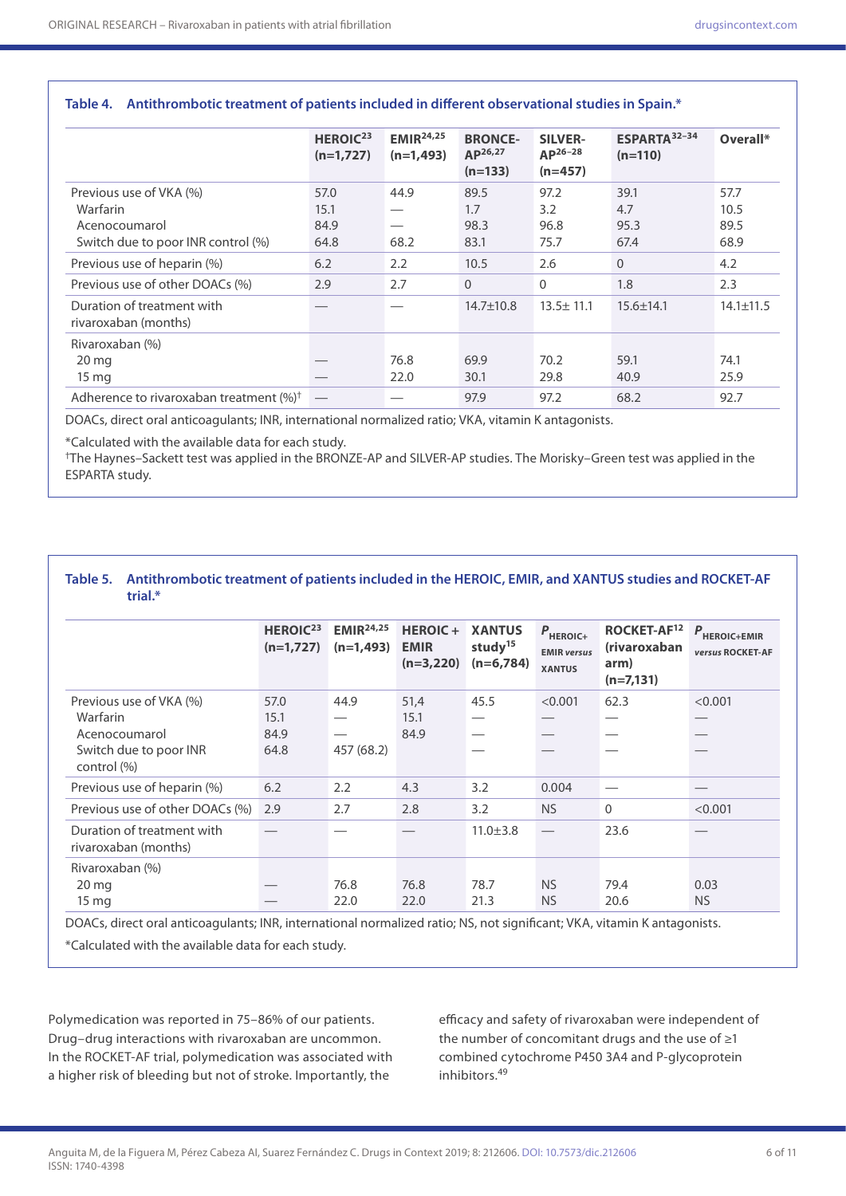**Table 4. Antithrombotic treatment of patients included in different observational studies in Spain.***

| | HEROIC[23] (n=1,727) | EMIR[24,25] (n=1,493) | BRONCE-AP[26,27] (n=133) | SILVER-AP[26–28] (n=457) | ESPARTA[32–34] (n=110) | Overall* |
|---|---|---|---|---|---|---|
| Previous use of VKA (%) | 57.0 | 44.9 | 89.5 | 97.2 | 39.1 | 57.7 |
| Warfarin | 15.1 | — | 1.7 | 3.2 | 4.7 | 10.5 |
| Acenocoumarol | 84.9 | — | 98.3 | 96.8 | 95.3 | 89.5 |
| Switch due to poor INR control (%) | 64.8 | 68.2 | 83.1 | 75.7 | 67.4 | 68.9 |
| Previous use of heparin (%) | 6.2 | 2.2 | 10.5 | 2.6 | 0 | 4.2 |
| Previous use of other DOACs (%) | 2.9 | 2.7 | 0 | 0 | 1.8 | 2.3 |
| Duration of treatment with rivaroxaban (months) | — | — | 14.7±10.8 | 13.5± 11.1 | 15.6±14.1 | 14.1±11.5 |
| Rivaroxaban (%) | | | | | | |
| 20 mg | — | 76.8 | 69.9 | 70.2 | 59.1 | 74.1 |
| 15 mg | — | 22.0 | 30.1 | 29.8 | 40.9 | 25.9 |
| Adherence to rivaroxaban treatment (%)† | — | — | 97.9 | 97.2 | 68.2 | 92.7 |

DOACs, direct oral anticoagulants; INR, international normalized ratio; VKA, vitamin K antagonists.

*Calculated with the available data for each study.
†The Haynes–Sackett test was applied in the BRONZE-AP and SILVER-AP studies. The Morisky–Green test was applied in the ESPARTA study.

**Table 5. Antithrombotic treatment of patients included in the HEROIC, EMIR, and XANTUS studies and ROCKET-AF trial.***

| | HEROIC[23] (n=1,727) | EMIR[24,25] (n=1,493) | HEROIC + EMIR (n=3,220) | XANTUS study[15] (n=6,784) | $P_{HEROIC+EMIR\ versus\ XANTUS}$ | ROCKET-AF[12] (rivaroxaban arm) (n=7,131) | $P_{HEROIC+EMIR\ versus\ ROCKET\text{-}AF}$ |
|---|---|---|---|---|---|---|---|
| Previous use of VKA (%) | 57.0 | 44.9 | 51,4 | 45.5 | <0.001 | 62.3 | <0.001 |
| Warfarin | 15.1 | — | 15.1 | — | — | — | — |
| Acenocoumarol | 84.9 | — | 84.9 | — | — | — | — |
| Switch due to poor INR control (%) | 64.8 | 457 (68.2) | | — | — | — | — |
| Previous use of heparin (%) | 6.2 | 2.2 | 4.3 | 3.2 | 0.004 | — | — |
| Previous use of other DOACs (%) | 2.9 | 2.7 | 2.8 | 3.2 | NS | 0 | <0.001 |
| Duration of treatment with rivaroxaban (months) | — | — | — | 11.0±3.8 | — | 23.6 | — |
| Rivaroxaban (%) | | | | | | | |
| 20 mg | — | 76.8 | 76.8 | 78.7 | NS | 79.4 | 0.03 |
| 15 mg | — | 22.0 | 22.0 | 21.3 | NS | 20.6 | NS |

DOACs, direct oral anticoagulants; INR, international normalized ratio; NS, not significant; VKA, vitamin K antagonists.

*Calculated with the available data for each study.

Polymedication was reported in 75–86% of our patients. Drug–drug interactions with rivaroxaban are uncommon. In the ROCKET-AF trial, polymedication was associated with a higher risk of bleeding but not of stroke. Importantly, the efficacy and safety of rivaroxaban were independent of the number of concomitant drugs and the use of ≥1 combined cytochrome P450 3A4 and P-glycoprotein inhibitors.[49]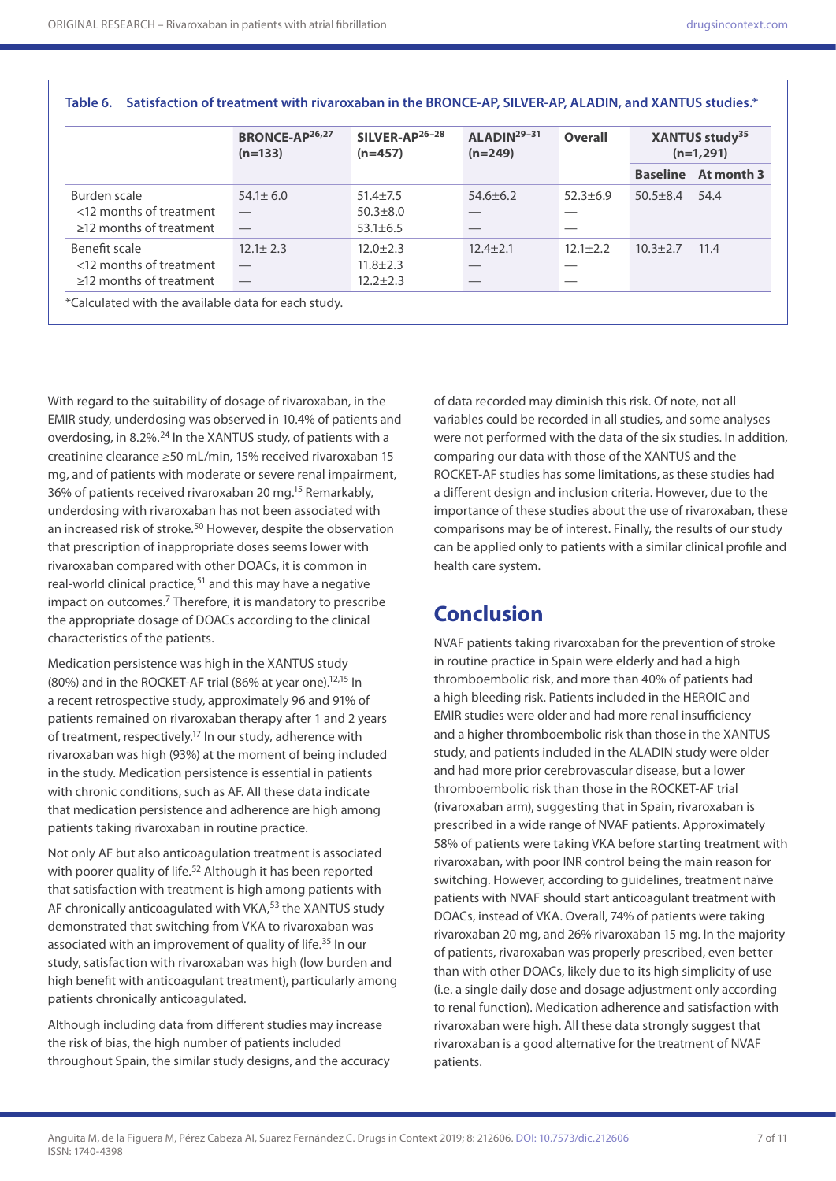**Table 6. Satisfaction of treatment with rivaroxaban in the BRONCE-AP, SILVER-AP, ALADIN, and XANTUS studies.***

| | BRONCE-AP[26,27] (n=133) | SILVER-AP[26–28] (n=457) | ALADIN[29–31] (n=249) | Overall | XANTUS study[35] (n=1,291) | |
|---|---|---|---|---|---|---|
| | | | | | Baseline | At month 3 |
| Burden scale | 54.1± 6.0 | 51.4±7.5 | 54.6±6.2 | 52.3±6.9 | 50.5±8.4 | 54.4 |
| <12 months of treatment | — | 50.3±8.0 | — | — | | |
| ≥12 months of treatment | — | 53.1±6.5 | — | — | | |
| Benefit scale | 12.1± 2.3 | 12.0±2.3 | 12.4±2.1 | 12.1±2.2 | 10.3±2.7 | 11.4 |
| <12 months of treatment | — | 11.8±2.3 | — | — | | |
| ≥12 months of treatment | — | 12.2±2.3 | — | — | | |

*Calculated with the available data for each study.

With regard to the suitability of dosage of rivaroxaban, in the EMIR study, underdosing was observed in 10.4% of patients and overdosing, in 8.2%.[24] In the XANTUS study, of patients with a creatinine clearance ≥50 mL/min, 15% received rivaroxaban 15 mg, and of patients with moderate or severe renal impairment, 36% of patients received rivaroxaban 20 mg.[15] Remarkably, underdosing with rivaroxaban has not been associated with an increased risk of stroke.[50] However, despite the observation that prescription of inappropriate doses seems lower with rivaroxaban compared with other DOACs, it is common in real-world clinical practice,[51] and this may have a negative impact on outcomes.[7] Therefore, it is mandatory to prescribe the appropriate dosage of DOACs according to the clinical characteristics of the patients.

Medication persistence was high in the XANTUS study (80%) and in the ROCKET-AF trial (86% at year one).[12,15] In a recent retrospective study, approximately 96 and 91% of patients remained on rivaroxaban therapy after 1 and 2 years of treatment, respectively.[17] In our study, adherence with rivaroxaban was high (93%) at the moment of being included in the study. Medication persistence is essential in patients with chronic conditions, such as AF. All these data indicate that medication persistence and adherence are high among patients taking rivaroxaban in routine practice.

Not only AF but also anticoagulation treatment is associated with poorer quality of life.[52] Although it has been reported that satisfaction with treatment is high among patients with AF chronically anticoagulated with VKA,[53] the XANTUS study demonstrated that switching from VKA to rivaroxaban was associated with an improvement of quality of life.[35] In our study, satisfaction with rivaroxaban was high (low burden and high benefit with anticoagulant treatment), particularly among patients chronically anticoagulated.

Although including data from different studies may increase the risk of bias, the high number of patients included throughout Spain, the similar study designs, and the accuracy of data recorded may diminish this risk. Of note, not all variables could be recorded in all studies, and some analyses were not performed with the data of the six studies. In addition, comparing our data with those of the XANTUS and the ROCKET-AF studies has some limitations, as these studies had a different design and inclusion criteria. However, due to the importance of these studies about the use of rivaroxaban, these comparisons may be of interest. Finally, the results of our study can be applied only to patients with a similar clinical profile and health care system.

## Conclusion

NVAF patients taking rivaroxaban for the prevention of stroke in routine practice in Spain were elderly and had a high thromboembolic risk, and more than 40% of patients had a high bleeding risk. Patients included in the HEROIC and EMIR studies were older and had more renal insufficiency and a higher thromboembolic risk than those in the XANTUS study, and patients included in the ALADIN study were older and had more prior cerebrovascular disease, but a lower thromboembolic risk than those in the ROCKET-AF trial (rivaroxaban arm), suggesting that in Spain, rivaroxaban is prescribed in a wide range of NVAF patients. Approximately 58% of patients were taking VKA before starting treatment with rivaroxaban, with poor INR control being the main reason for switching. However, according to guidelines, treatment naïve patients with NVAF should start anticoagulant treatment with DOACs, instead of VKA. Overall, 74% of patients were taking rivaroxaban 20 mg, and 26% rivaroxaban 15 mg. In the majority of patients, rivaroxaban was properly prescribed, even better than with other DOACs, likely due to its high simplicity of use (i.e. a single daily dose and dosage adjustment only according to renal function). Medication adherence and satisfaction with rivaroxaban were high. All these data strongly suggest that rivaroxaban is a good alternative for the treatment of NVAF patients.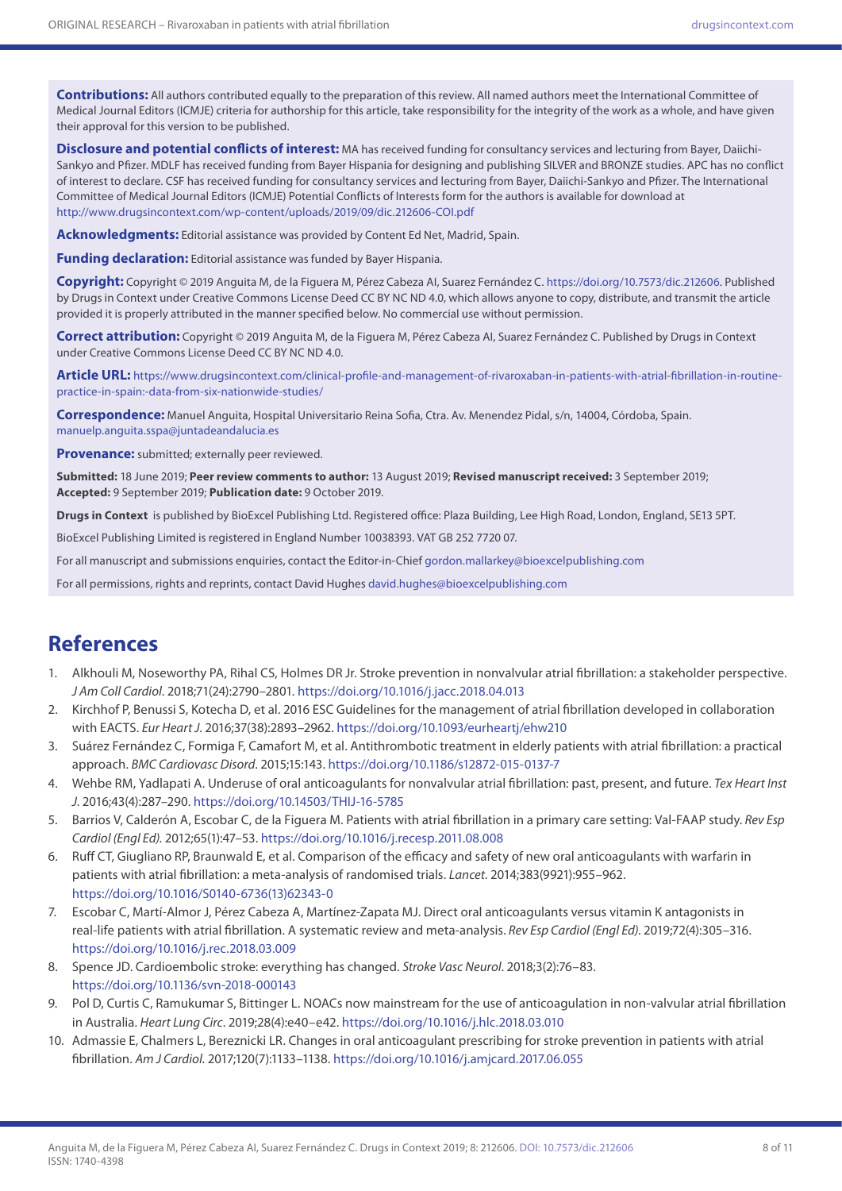**Contributions:** All authors contributed equally to the preparation of this review. All named authors meet the International Committee of Medical Journal Editors (ICMJE) criteria for authorship for this article, take responsibility for the integrity of the work as a whole, and have given their approval for this version to be published.

**Disclosure and potential conflicts of interest:** MA has received funding for consultancy services and lecturing from Bayer, Daiichi-Sankyo and Pfizer. MDLF has received funding from Bayer Hispania for designing and publishing SILVER and BRONZE studies. APC has no conflict of interest to declare. CSF has received funding for consultancy services and lecturing from Bayer, Daiichi-Sankyo and Pfizer. The International Committee of Medical Journal Editors (ICMJE) Potential Conflicts of Interests form for the authors is available for download at http://www.drugsincontext.com/wp-content/uploads/2019/09/dic.212606-COI.pdf

**Acknowledgments:** Editorial assistance was provided by Content Ed Net, Madrid, Spain.

**Funding declaration:** Editorial assistance was funded by Bayer Hispania.

**Copyright:** Copyright © 2019 Anguita M, de la Figuera M, Pérez Cabeza AI, Suarez Fernández C. https://doi.org/10.7573/dic.212606. Published by Drugs in Context under Creative Commons License Deed CC BY NC ND 4.0, which allows anyone to copy, distribute, and transmit the article provided it is properly attributed in the manner specified below. No commercial use without permission.

**Correct attribution:** Copyright © 2019 Anguita M, de la Figuera M, Pérez Cabeza AI, Suarez Fernández C. Published by Drugs in Context under Creative Commons License Deed CC BY NC ND 4.0.

**Article URL:** https://www.drugsincontext.com/clinical-profile-and-management-of-rivaroxaban-in-patients-with-atrial-fibrillation-in-routine-practice-in-spain:-data-from-six-nationwide-studies/

**Correspondence:** Manuel Anguita, Hospital Universitario Reina Sofia, Ctra. Av. Menendez Pidal, s/n, 14004, Córdoba, Spain. manuelp.anguita.sspa@juntadeandalucia.es

**Provenance:** submitted; externally peer reviewed.

**Submitted:** 18 June 2019; **Peer review comments to author:** 13 August 2019; **Revised manuscript received:** 3 September 2019; **Accepted:** 9 September 2019; **Publication date:** 9 October 2019.

**Drugs in Context** is published by BioExcel Publishing Ltd. Registered office: Plaza Building, Lee High Road, London, England, SE13 5PT.

BioExcel Publishing Limited is registered in England Number 10038393. VAT GB 252 7720 07.

For all manuscript and submissions enquiries, contact the Editor-in-Chief gordon.mallarkey@bioexcelpublishing.com

For all permissions, rights and reprints, contact David Hughes david.hughes@bioexcelpublishing.com

## References

1. Alkhouli M, Noseworthy PA, Rihal CS, Holmes DR Jr. Stroke prevention in nonvalvular atrial fibrillation: a stakeholder perspective. *J Am Coll Cardiol*. 2018;71(24):2790–2801. https://doi.org/10.1016/j.jacc.2018.04.013
2. Kirchhof P, Benussi S, Kotecha D, et al. 2016 ESC Guidelines for the management of atrial fibrillation developed in collaboration with EACTS. *Eur Heart J*. 2016;37(38):2893–2962. https://doi.org/10.1093/eurheartj/ehw210
3. Suárez Fernández C, Formiga F, Camafort M, et al. Antithrombotic treatment in elderly patients with atrial fibrillation: a practical approach. *BMC Cardiovasc Disord*. 2015;15:143. https://doi.org/10.1186/s12872-015-0137-7
4. Wehbe RM, Yadlapati A. Underuse of oral anticoagulants for nonvalvular atrial fibrillation: past, present, and future. *Tex Heart Inst J*. 2016;43(4):287–290. https://doi.org/10.14503/THIJ-16-5785
5. Barrios V, Calderón A, Escobar C, de la Figuera M. Patients with atrial fibrillation in a primary care setting: Val-FAAP study. *Rev Esp Cardiol (Engl Ed)*. 2012;65(1):47–53. https://doi.org/10.1016/j.recesp.2011.08.008
6. Ruff CT, Giugliano RP, Braunwald E, et al. Comparison of the efficacy and safety of new oral anticoagulants with warfarin in patients with atrial fibrillation: a meta-analysis of randomised trials. *Lancet*. 2014;383(9921):955–962. https://doi.org/10.1016/S0140-6736(13)62343-0
7. Escobar C, Martí-Almor J, Pérez Cabeza A, Martínez-Zapata MJ. Direct oral anticoagulants versus vitamin K antagonists in real-life patients with atrial fibrillation. A systematic review and meta-analysis. *Rev Esp Cardiol (Engl Ed)*. 2019;72(4):305–316. https://doi.org/10.1016/j.rec.2018.03.009
8. Spence JD. Cardioembolic stroke: everything has changed. *Stroke Vasc Neurol*. 2018;3(2):76–83. https://doi.org/10.1136/svn-2018-000143
9. Pol D, Curtis C, Ramukumar S, Bittinger L. NOACs now mainstream for the use of anticoagulation in non-valvular atrial fibrillation in Australia. *Heart Lung Circ*. 2019;28(4):e40–e42. https://doi.org/10.1016/j.hlc.2018.03.010
10. Admassie E, Chalmers L, Bereznicki LR. Changes in oral anticoagulant prescribing for stroke prevention in patients with atrial fibrillation. *Am J Cardiol*. 2017;120(7):1133–1138. https://doi.org/10.1016/j.amjcard.2017.06.055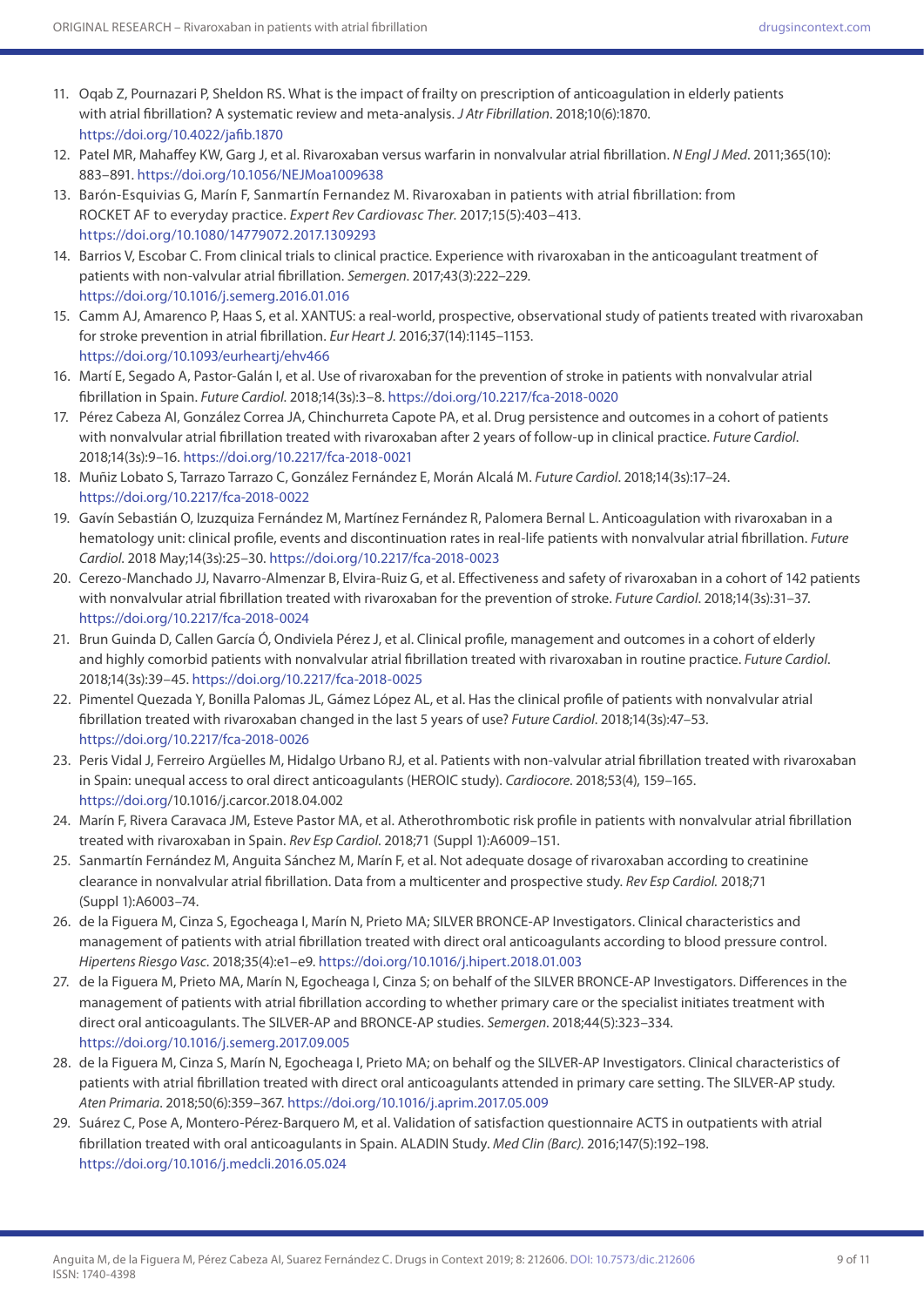11. Oqab Z, Pournazari P, Sheldon RS. What is the impact of frailty on prescription of anticoagulation in elderly patients with atrial fibrillation? A systematic review and meta-analysis. *J Atr Fibrillation*. 2018;10(6):1870. https://doi.org/10.4022/jafib.1870
12. Patel MR, Mahaffey KW, Garg J, et al. Rivaroxaban versus warfarin in nonvalvular atrial fibrillation. *N Engl J Med*. 2011;365(10): 883–891. https://doi.org/10.1056/NEJMoa1009638
13. Barón-Esquivias G, Marín F, Sanmartín Fernandez M. Rivaroxaban in patients with atrial fibrillation: from ROCKET AF to everyday practice. *Expert Rev Cardiovasc Ther*. 2017;15(5):403–413. https://doi.org/10.1080/14779072.2017.1309293
14. Barrios V, Escobar C. From clinical trials to clinical practice. Experience with rivaroxaban in the anticoagulant treatment of patients with non-valvular atrial fibrillation. *Semergen*. 2017;43(3):222–229. https://doi.org/10.1016/j.semerg.2016.01.016
15. Camm AJ, Amarenco P, Haas S, et al. XANTUS: a real-world, prospective, observational study of patients treated with rivaroxaban for stroke prevention in atrial fibrillation. *Eur Heart J*. 2016;37(14):1145–1153. https://doi.org/10.1093/eurheartj/ehv466
16. Martí E, Segado A, Pastor-Galán I, et al. Use of rivaroxaban for the prevention of stroke in patients with nonvalvular atrial fibrillation in Spain. *Future Cardiol*. 2018;14(3s):3–8. https://doi.org/10.2217/fca-2018-0020
17. Pérez Cabeza AI, González Correa JA, Chinchurreta Capote PA, et al. Drug persistence and outcomes in a cohort of patients with nonvalvular atrial fibrillation treated with rivaroxaban after 2 years of follow-up in clinical practice. *Future Cardiol*. 2018;14(3s):9–16. https://doi.org/10.2217/fca-2018-0021
18. Muñiz Lobato S, Tarrazo Tarrazo C, González Fernández E, Morán Alcalá M. *Future Cardiol*. 2018;14(3s):17–24. https://doi.org/10.2217/fca-2018-0022
19. Gavín Sebastián O, Izuzquiza Fernández M, Martínez Fernández R, Palomera Bernal L. Anticoagulation with rivaroxaban in a hematology unit: clinical profile, events and discontinuation rates in real-life patients with nonvalvular atrial fibrillation. *Future Cardiol*. 2018 May;14(3s):25–30. https://doi.org/10.2217/fca-2018-0023
20. Cerezo-Manchado JJ, Navarro-Almenzar B, Elvira-Ruiz G, et al. Effectiveness and safety of rivaroxaban in a cohort of 142 patients with nonvalvular atrial fibrillation treated with rivaroxaban for the prevention of stroke. *Future Cardiol*. 2018;14(3s):31–37. https://doi.org/10.2217/fca-2018-0024
21. Brun Guinda D, Callen García Ó, Ondiviela Pérez J, et al. Clinical profile, management and outcomes in a cohort of elderly and highly comorbid patients with nonvalvular atrial fibrillation treated with rivaroxaban in routine practice. *Future Cardiol*. 2018;14(3s):39–45. https://doi.org/10.2217/fca-2018-0025
22. Pimentel Quezada Y, Bonilla Palomas JL, Gámez López AL, et al. Has the clinical profile of patients with nonvalvular atrial fibrillation treated with rivaroxaban changed in the last 5 years of use? *Future Cardiol*. 2018;14(3s):47–53. https://doi.org/10.2217/fca-2018-0026
23. Peris Vidal J, Ferreiro Argüelles M, Hidalgo Urbano RJ, et al. Patients with non-valvular atrial fibrillation treated with rivaroxaban in Spain: unequal access to oral direct anticoagulants (HEROIC study). *Cardiocore*. 2018;53(4), 159–165. https://doi.org/10.1016/j.carcor.2018.04.002
24. Marín F, Rivera Caravaca JM, Esteve Pastor MA, et al. Atherothrombotic risk profile in patients with nonvalvular atrial fibrillation treated with rivaroxaban in Spain. *Rev Esp Cardiol*. 2018;71 (Suppl 1):A6009–151.
25. Sanmartín Fernández M, Anguita Sánchez M, Marín F, et al. Not adequate dosage of rivaroxaban according to creatinine clearance in nonvalvular atrial fibrillation. Data from a multicenter and prospective study. *Rev Esp Cardiol*. 2018;71 (Suppl 1):A6003–74.
26. de la Figuera M, Cinza S, Egocheaga I, Marín N, Prieto MA; SILVER BRONCE-AP Investigators. Clinical characteristics and management of patients with atrial fibrillation treated with direct oral anticoagulants according to blood pressure control. *Hipertens Riesgo Vasc*. 2018;35(4):e1–e9. https://doi.org/10.1016/j.hipert.2018.01.003
27. de la Figuera M, Prieto MA, Marín N, Egocheaga I, Cinza S; on behalf of the SILVER BRONCE-AP Investigators. Differences in the management of patients with atrial fibrillation according to whether primary care or the specialist initiates treatment with direct oral anticoagulants. The SILVER-AP and BRONCE-AP studies. *Semergen*. 2018;44(5):323–334. https://doi.org/10.1016/j.semerg.2017.09.005
28. de la Figuera M, Cinza S, Marín N, Egocheaga I, Prieto MA; on behalf og the SILVER-AP Investigators. Clinical characteristics of patients with atrial fibrillation treated with direct oral anticoagulants attended in primary care setting. The SILVER-AP study. *Aten Primaria*. 2018;50(6):359–367. https://doi.org/10.1016/j.aprim.2017.05.009
29. Suárez C, Pose A, Montero-Pérez-Barquero M, et al. Validation of satisfaction questionnaire ACTS in outpatients with atrial fibrillation treated with oral anticoagulants in Spain. ALADIN Study. *Med Clin (Barc)*. 2016;147(5):192–198. https://doi.org/10.1016/j.medcli.2016.05.024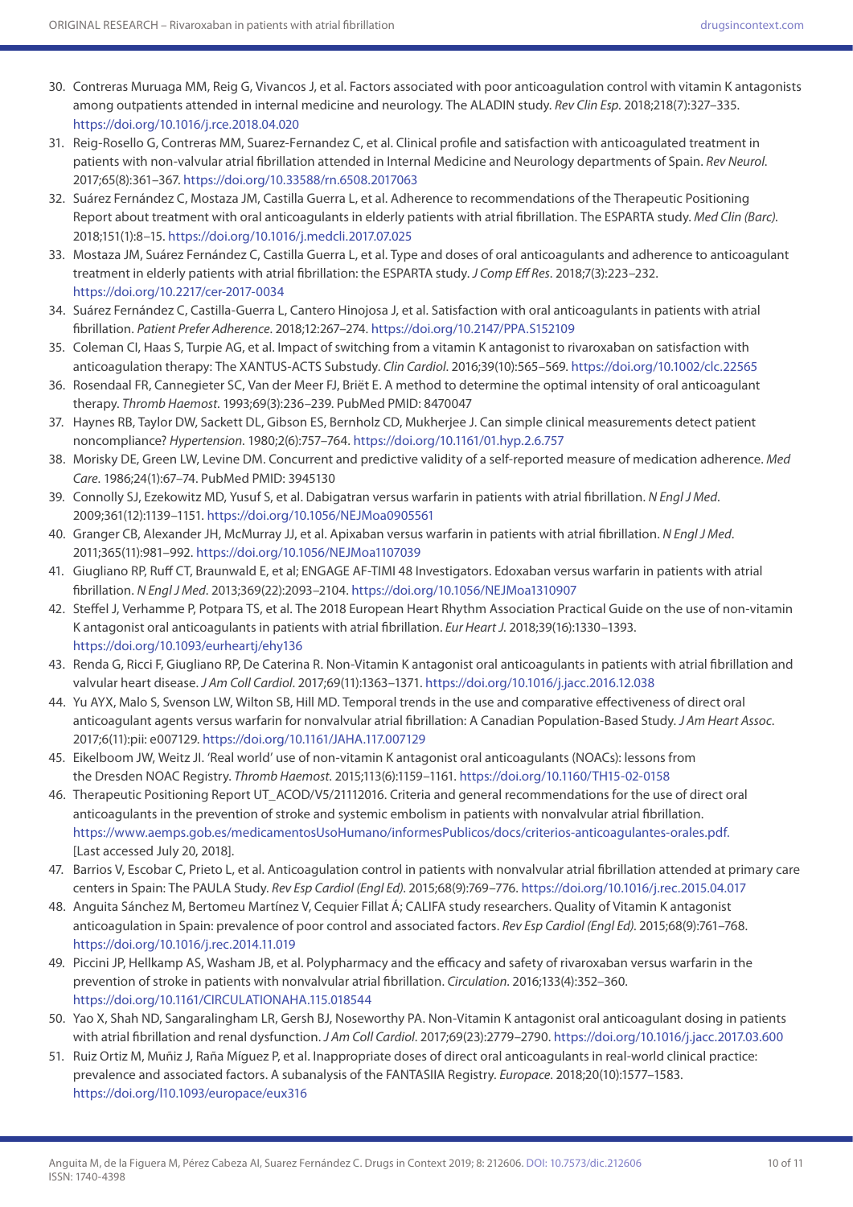30. Contreras Muruaga MM, Reig G, Vivancos J, et al. Factors associated with poor anticoagulation control with vitamin K antagonists among outpatients attended in internal medicine and neurology. The ALADIN study. *Rev Clin Esp*. 2018;218(7):327–335. https://doi.org/10.1016/j.rce.2018.04.020
31. Reig-Rosello G, Contreras MM, Suarez-Fernandez C, et al. Clinical profile and satisfaction with anticoagulated treatment in patients with non-valvular atrial fibrillation attended in Internal Medicine and Neurology departments of Spain. *Rev Neurol*. 2017;65(8):361–367. https://doi.org/10.33588/rn.6508.2017063
32. Suárez Fernández C, Mostaza JM, Castilla Guerra L, et al. Adherence to recommendations of the Therapeutic Positioning Report about treatment with oral anticoagulants in elderly patients with atrial fibrillation. The ESPARTA study. *Med Clin (Barc)*. 2018;151(1):8–15. https://doi.org/10.1016/j.medcli.2017.07.025
33. Mostaza JM, Suárez Fernández C, Castilla Guerra L, et al. Type and doses of oral anticoagulants and adherence to anticoagulant treatment in elderly patients with atrial fibrillation: the ESPARTA study. *J Comp Eff Res*. 2018;7(3):223–232. https://doi.org/10.2217/cer-2017-0034
34. Suárez Fernández C, Castilla-Guerra L, Cantero Hinojosa J, et al. Satisfaction with oral anticoagulants in patients with atrial fibrillation. *Patient Prefer Adherence*. 2018;12:267–274. https://doi.org/10.2147/PPA.S152109
35. Coleman CI, Haas S, Turpie AG, et al. Impact of switching from a vitamin K antagonist to rivaroxaban on satisfaction with anticoagulation therapy: The XANTUS-ACTS Substudy. *Clin Cardiol*. 2016;39(10):565–569. https://doi.org/10.1002/clc.22565
36. Rosendaal FR, Cannegieter SC, Van der Meer FJ, Briët E. A method to determine the optimal intensity of oral anticoagulant therapy. *Thromb Haemost*. 1993;69(3):236–239. PubMed PMID: 8470047
37. Haynes RB, Taylor DW, Sackett DL, Gibson ES, Bernholz CD, Mukherjee J. Can simple clinical measurements detect patient noncompliance? *Hypertension*. 1980;2(6):757–764. https://doi.org/10.1161/01.hyp.2.6.757
38. Morisky DE, Green LW, Levine DM. Concurrent and predictive validity of a self-reported measure of medication adherence. *Med Care*. 1986;24(1):67–74. PubMed PMID: 3945130
39. Connolly SJ, Ezekowitz MD, Yusuf S, et al. Dabigatran versus warfarin in patients with atrial fibrillation. *N Engl J Med*. 2009;361(12):1139–1151. https://doi.org/10.1056/NEJMoa0905561
40. Granger CB, Alexander JH, McMurray JJ, et al. Apixaban versus warfarin in patients with atrial fibrillation. *N Engl J Med*. 2011;365(11):981–992. https://doi.org/10.1056/NEJMoa1107039
41. Giugliano RP, Ruff CT, Braunwald E, et al; ENGAGE AF-TIMI 48 Investigators. Edoxaban versus warfarin in patients with atrial fibrillation. *N Engl J Med*. 2013;369(22):2093–2104. https://doi.org/10.1056/NEJMoa1310907
42. Steffel J, Verhamme P, Potpara TS, et al. The 2018 European Heart Rhythm Association Practical Guide on the use of non-vitamin K antagonist oral anticoagulants in patients with atrial fibrillation. *Eur Heart J*. 2018;39(16):1330–1393. https://doi.org/10.1093/eurheartj/ehy136
43. Renda G, Ricci F, Giugliano RP, De Caterina R. Non-Vitamin K antagonist oral anticoagulants in patients with atrial fibrillation and valvular heart disease. *J Am Coll Cardiol*. 2017;69(11):1363–1371. https://doi.org/10.1016/j.jacc.2016.12.038
44. Yu AYX, Malo S, Svenson LW, Wilton SB, Hill MD. Temporal trends in the use and comparative effectiveness of direct oral anticoagulant agents versus warfarin for nonvalvular atrial fibrillation: A Canadian Population-Based Study. *J Am Heart Assoc*. 2017;6(11):pii: e007129. https://doi.org/10.1161/JAHA.117.007129
45. Eikelboom JW, Weitz JI. 'Real world' use of non-vitamin K antagonist oral anticoagulants (NOACs): lessons from the Dresden NOAC Registry. *Thromb Haemost*. 2015;113(6):1159–1161. https://doi.org/10.1160/TH15-02-0158
46. Therapeutic Positioning Report UT_ACOD/V5/21112016. Criteria and general recommendations for the use of direct oral anticoagulants in the prevention of stroke and systemic embolism in patients with nonvalvular atrial fibrillation. https://www.aemps.gob.es/medicamentosUsoHumano/informesPublicos/docs/criterios-anticoagulantes-orales.pdf. [Last accessed July 20, 2018].
47. Barrios V, Escobar C, Prieto L, et al. Anticoagulation control in patients with nonvalvular atrial fibrillation attended at primary care centers in Spain: The PAULA Study. *Rev Esp Cardiol (Engl Ed)*. 2015;68(9):769–776. https://doi.org/10.1016/j.rec.2015.04.017
48. Anguita Sánchez M, Bertomeu Martínez V, Cequier Fillat Á; CALIFA study researchers. Quality of Vitamin K antagonist anticoagulation in Spain: prevalence of poor control and associated factors. *Rev Esp Cardiol (Engl Ed)*. 2015;68(9):761–768. https://doi.org/10.1016/j.rec.2014.11.019
49. Piccini JP, Hellkamp AS, Washam JB, et al. Polypharmacy and the efficacy and safety of rivaroxaban versus warfarin in the prevention of stroke in patients with nonvalvular atrial fibrillation. *Circulation*. 2016;133(4):352–360. https://doi.org/10.1161/CIRCULATIONAHA.115.018544
50. Yao X, Shah ND, Sangaralingham LR, Gersh BJ, Noseworthy PA. Non-Vitamin K antagonist oral anticoagulant dosing in patients with atrial fibrillation and renal dysfunction. *J Am Coll Cardiol*. 2017;69(23):2779–2790. https://doi.org/10.1016/j.jacc.2017.03.600
51. Ruiz Ortiz M, Muñiz J, Raña Míguez P, et al. Inappropriate doses of direct oral anticoagulants in real-world clinical practice: prevalence and associated factors. A subanalysis of the FANTASIIA Registry. *Europace*. 2018;20(10):1577–1583. https://doi.org/l10.1093/europace/eux316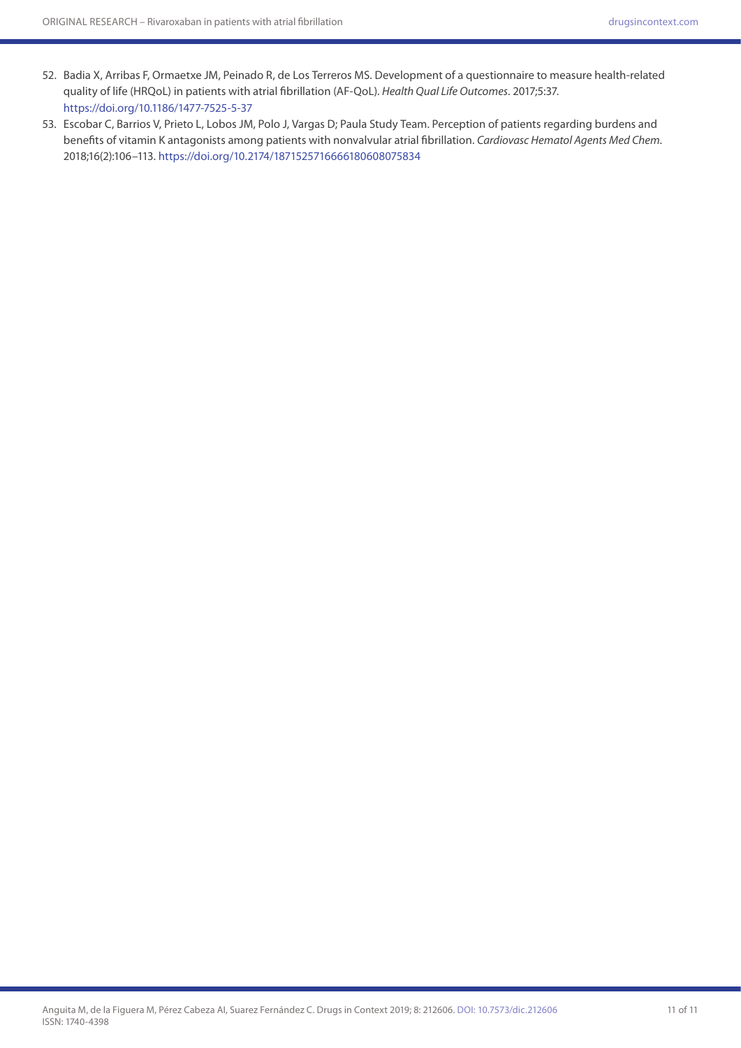52. Badia X, Arribas F, Ormaetxe JM, Peinado R, de Los Terreros MS. Development of a questionnaire to measure health-related quality of life (HRQoL) in patients with atrial fibrillation (AF-QoL). *Health Qual Life Outcomes*. 2017;5:37. https://doi.org/10.1186/1477-7525-5-37
53. Escobar C, Barrios V, Prieto L, Lobos JM, Polo J, Vargas D; Paula Study Team. Perception of patients regarding burdens and benefits of vitamin K antagonists among patients with nonvalvular atrial fibrillation. *Cardiovasc Hematol Agents Med Chem*. 2018;16(2):106–113. https://doi.org/10.2174/1871525716666180608075834